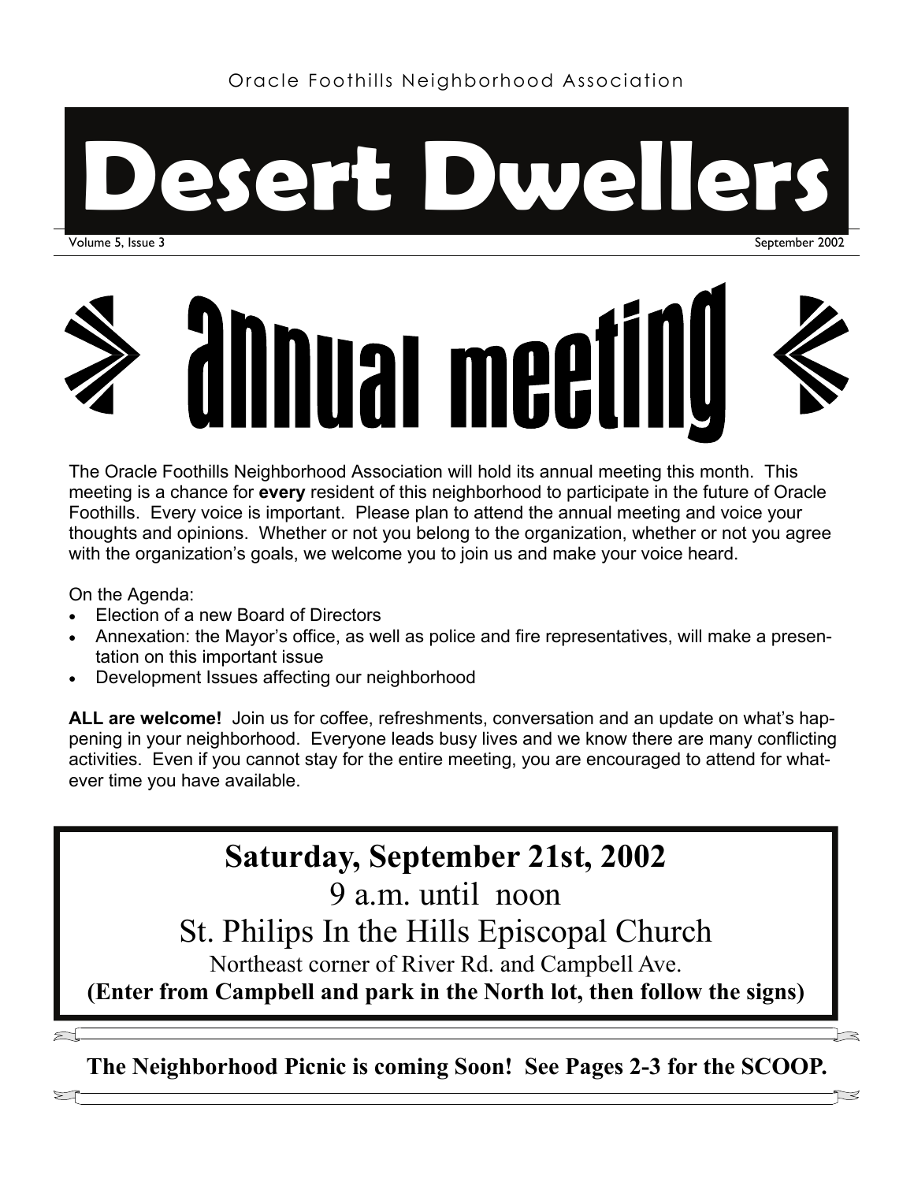Oracle Foothills Neighborhood Association

# Desert Dwellers

Volume 5, Issue 3 September 2002

## annual meeting

The Oracle Foothills Neighborhood Association will hold its annual meeting this month. This meeting is a chance for **every** resident of this neighborhood to participate in the future of Oracle Foothills. Every voice is important. Please plan to attend the annual meeting and voice your thoughts and opinions. Whether or not you belong to the organization, whether or not you agree with the organization's goals, we welcome you to join us and make your voice heard.

On the Agenda:

- Election of a new Board of Directors
- Annexation: the Mayor's office, as well as police and fire representatives, will make a presentation on this important issue
- Development Issues affecting our neighborhood

**ALL are welcome!** Join us for coffee, refreshments, conversation and an update on what's happening in your neighborhood. Everyone leads busy lives and we know there are many conflicting activities. Even if you cannot stay for the entire meeting, you are encouraged to attend for whatever time you have available.

**Saturday, September 21st, 2002**

9 a.m. until noon

St. Philips In the Hills Episcopal Church

Northeast corner of River Rd. and Campbell Ave.

**(Enter from Campbell and park in the North lot, then follow the signs)**

**The Neighborhood Picnic is coming Soon! See Pages 2-3 for the SCOOP.**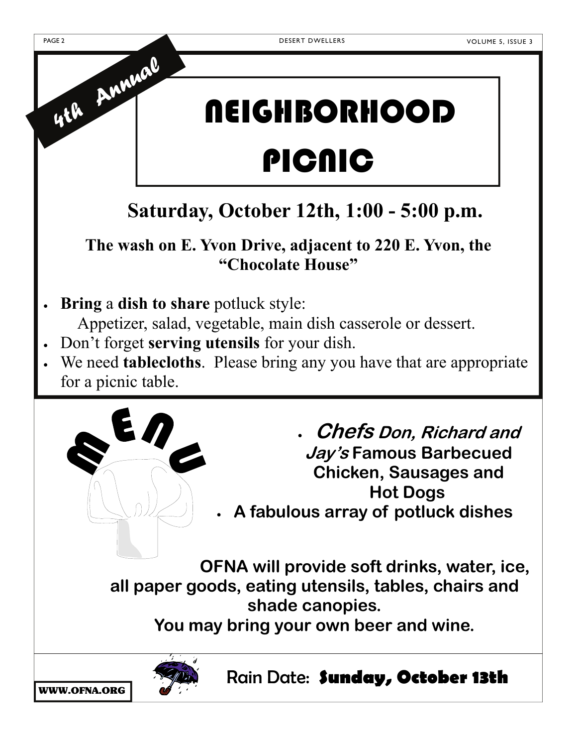4th Annual

# NEIGHBORHOOD PICNIC

## Saturday, October 12th, 1:00 - 5:00 p.m.

### The wash on E. Yvon Drive, adjacent to 220 E. Yvon, the "Chocolate House"

- **Bring** a **dish to share** potluck style:
  Appetizer, salad, vegetable, main dish casserole or dessert.
- Don't forget **serving utensils** for your dish.
- We need **tablecloths**. Please bring any you have that are appropriate for a picnic table.

## MENU

- ***Chefs* Don, Richard and *Jay's* Famous Barbecued Chicken, Sausages and Hot Dogs**
- **A fabulous array of potluck dishes**

**OFNA will provide soft drinks, water, ice, all paper goods, eating utensils, tables, chairs and shade canopies.**

**You may bring your own beer and wine.**

Rain Date: **Sunday, October 13th**

**WWW.OFNA.ORG**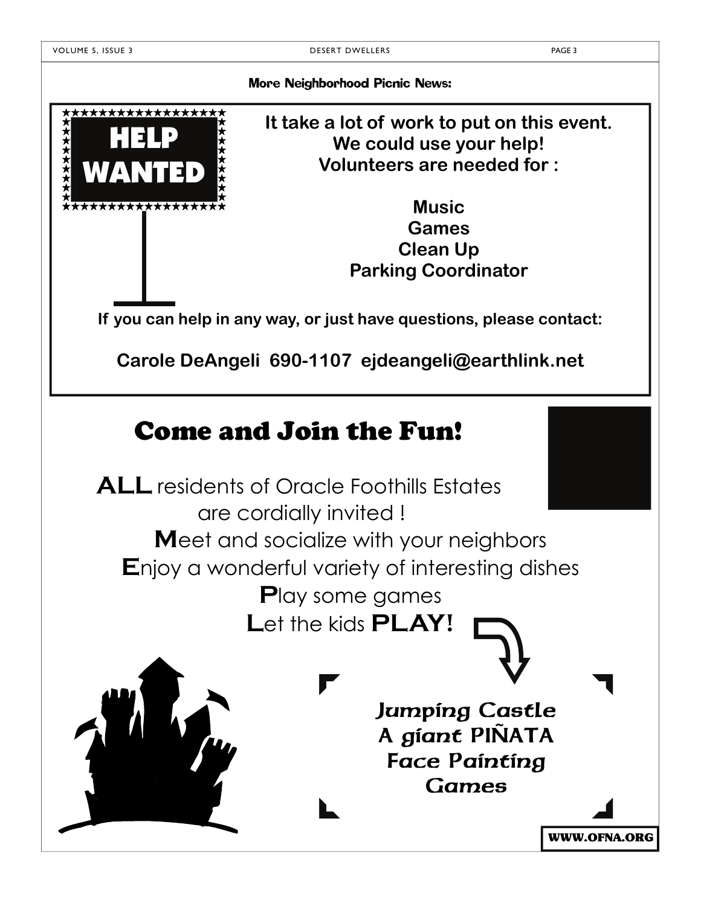**More Neighborhood Picnic News:**

**HELP WANTED**

**It take a lot of work to put on this event. We could use your help! Volunteers are needed for :**

**Music**
**Games**
**Clean Up**
**Parking Coordinator**

**If you can help in any way, or just have questions, please contact:**

**Carole DeAngeli 690-1107 ejdeangeli@earthlink.net**

# Come and Join the Fun!

**ALL** residents of Oracle Foothills Estates are cordially invited !

**M**eet and socialize with your neighbors
**E**njoy a wonderful variety of interesting dishes
**P**lay some games
**L**et the kids **PLAY!**

*Jumping Castle*
*A giant* PIÑATA
*Face Painting*
*Games*

**WWW.OFNA.ORG**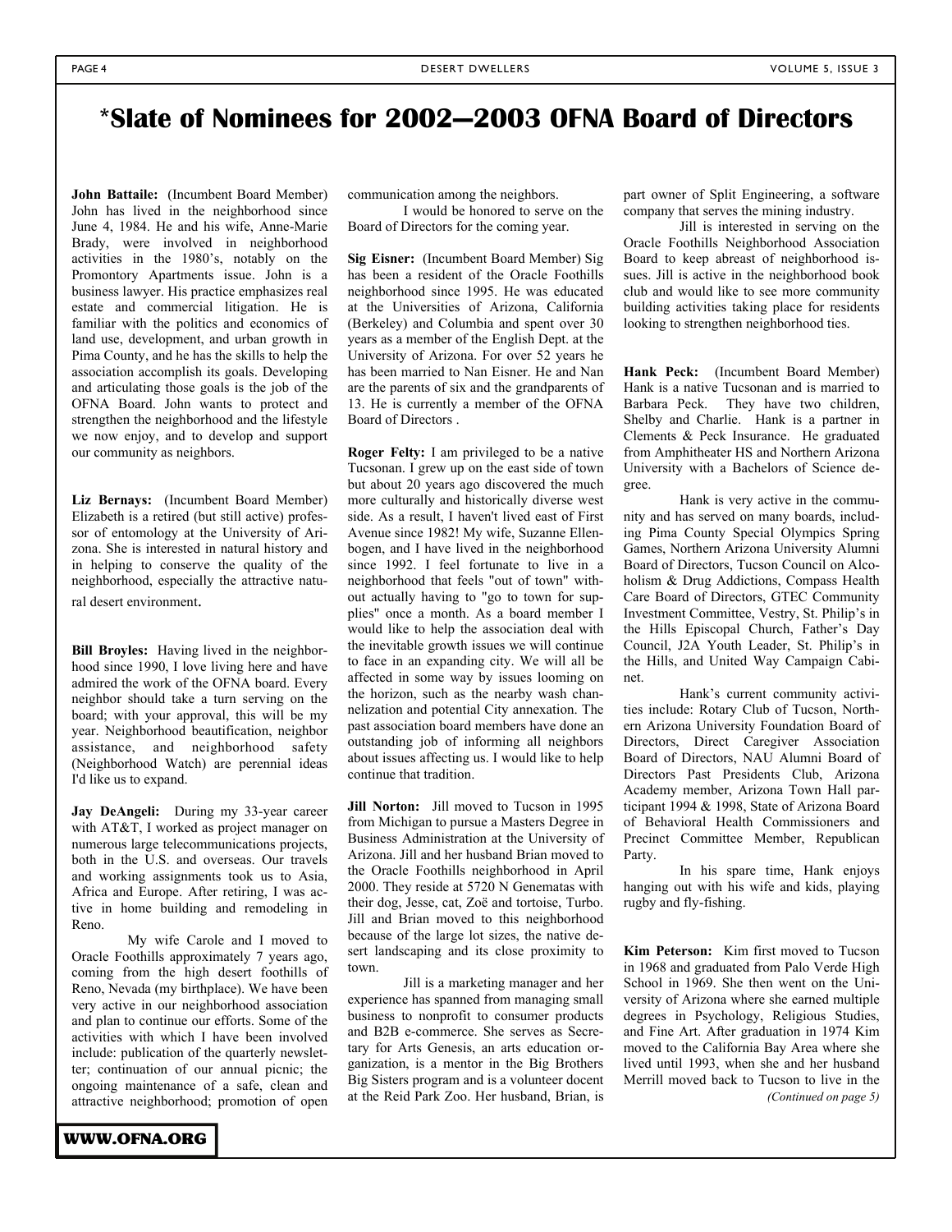# *Slate of Nominees for 2002—2003 OFNA Board of Directors

**John Battaile:** (Incumbent Board Member) John has lived in the neighborhood since June 4, 1984. He and his wife, Anne-Marie Brady, were involved in neighborhood activities in the 1980's, notably on the Promontory Apartments issue. John is a business lawyer. His practice emphasizes real estate and commercial litigation. He is familiar with the politics and economics of land use, development, and urban growth in Pima County, and he has the skills to help the association accomplish its goals. Developing and articulating those goals is the job of the OFNA Board. John wants to protect and strengthen the neighborhood and the lifestyle we now enjoy, and to develop and support our community as neighbors.

**Liz Bernays:** (Incumbent Board Member) Elizabeth is a retired (but still active) professor of entomology at the University of Arizona. She is interested in natural history and in helping to conserve the quality of the neighborhood, especially the attractive natural desert environment.

**Bill Broyles:** Having lived in the neighborhood since 1990, I love living here and have admired the work of the OFNA board. Every neighbor should take a turn serving on the board; with your approval, this will be my year. Neighborhood beautification, neighbor assistance, and neighborhood safety (Neighborhood Watch) are perennial ideas I'd like us to expand.

**Jay DeAngeli:** During my 33-year career with AT&T, I worked as project manager on numerous large telecommunications projects, both in the U.S. and overseas. Our travels and working assignments took us to Asia, Africa and Europe. After retiring, I was active in home building and remodeling in Reno.

My wife Carole and I moved to Oracle Foothills approximately 7 years ago, coming from the high desert foothills of Reno, Nevada (my birthplace). We have been very active in our neighborhood association and plan to continue our efforts. Some of the activities with which I have been involved include: publication of the quarterly newsletter; continuation of our annual picnic; the ongoing maintenance of a safe, clean and attractive neighborhood; promotion of open communication among the neighbors.

I would be honored to serve on the Board of Directors for the coming year.

**Sig Eisner:** (Incumbent Board Member) Sig has been a resident of the Oracle Foothills neighborhood since 1995. He was educated at the Universities of Arizona, California (Berkeley) and Columbia and spent over 30 years as a member of the English Dept. at the University of Arizona. For over 52 years he has been married to Nan Eisner. He and Nan are the parents of six and the grandparents of 13. He is currently a member of the OFNA Board of Directors .

**Roger Felty:** I am privileged to be a native Tucsonan. I grew up on the east side of town but about 20 years ago discovered the much more culturally and historically diverse west side. As a result, I haven't lived east of First Avenue since 1982! My wife, Suzanne Ellenbogen, and I have lived in the neighborhood since 1992. I feel fortunate to live in a neighborhood that feels "out of town" without actually having to "go to town for supplies" once a month. As a board member I would like to help the association deal with the inevitable growth issues we will continue to face in an expanding city. We will all be affected in some way by issues looming on the horizon, such as the nearby wash channelization and potential City annexation. The past association board members have done an outstanding job of informing all neighbors about issues affecting us. I would like to help continue that tradition.

**Jill Norton:** Jill moved to Tucson in 1995 from Michigan to pursue a Masters Degree in Business Administration at the University of Arizona. Jill and her husband Brian moved to the Oracle Foothills neighborhood in April 2000. They reside at 5720 N Genematas with their dog, Jesse, cat, Zoë and tortoise, Turbo. Jill and Brian moved to this neighborhood because of the large lot sizes, the native desert landscaping and its close proximity to town.

Jill is a marketing manager and her experience has spanned from managing small business to nonprofit to consumer products and B2B e-commerce. She serves as Secretary for Arts Genesis, an arts education organization, is a mentor in the Big Brothers Big Sisters program and is a volunteer docent at the Reid Park Zoo. Her husband, Brian, is part owner of Split Engineering, a software company that serves the mining industry.

Jill is interested in serving on the Oracle Foothills Neighborhood Association Board to keep abreast of neighborhood issues. Jill is active in the neighborhood book club and would like to see more community building activities taking place for residents looking to strengthen neighborhood ties.

**Hank Peck:** (Incumbent Board Member) Hank is a native Tucsonan and is married to Barbara Peck. They have two children, Shelby and Charlie. Hank is a partner in Clements & Peck Insurance. He graduated from Amphitheater HS and Northern Arizona University with a Bachelors of Science degree.

Hank is very active in the community and has served on many boards, including Pima County Special Olympics Spring Games, Northern Arizona University Alumni Board of Directors, Tucson Council on Alcoholism & Drug Addictions, Compass Health Care Board of Directors, GTEC Community Investment Committee, Vestry, St. Philip's in the Hills Episcopal Church, Father's Day Council, J2A Youth Leader, St. Philip's in the Hills, and United Way Campaign Cabinet.

Hank's current community activities include: Rotary Club of Tucson, Northern Arizona University Foundation Board of Directors, Direct Caregiver Association Board of Directors, NAU Alumni Board of Directors Past Presidents Club, Arizona Academy member, Arizona Town Hall participant 1994 & 1998, State of Arizona Board of Behavioral Health Commissioners and Precinct Committee Member, Republican Party.

In his spare time, Hank enjoys hanging out with his wife and kids, playing rugby and fly-fishing.

**Kim Peterson:** Kim first moved to Tucson in 1968 and graduated from Palo Verde High School in 1969. She then went on the University of Arizona where she earned multiple degrees in Psychology, Religious Studies, and Fine Art. After graduation in 1974 Kim moved to the California Bay Area where she lived until 1993, when she and her husband Merrill moved back to Tucson to live in the

*(Continued on page 5)*

**WWW.OFNA.ORG**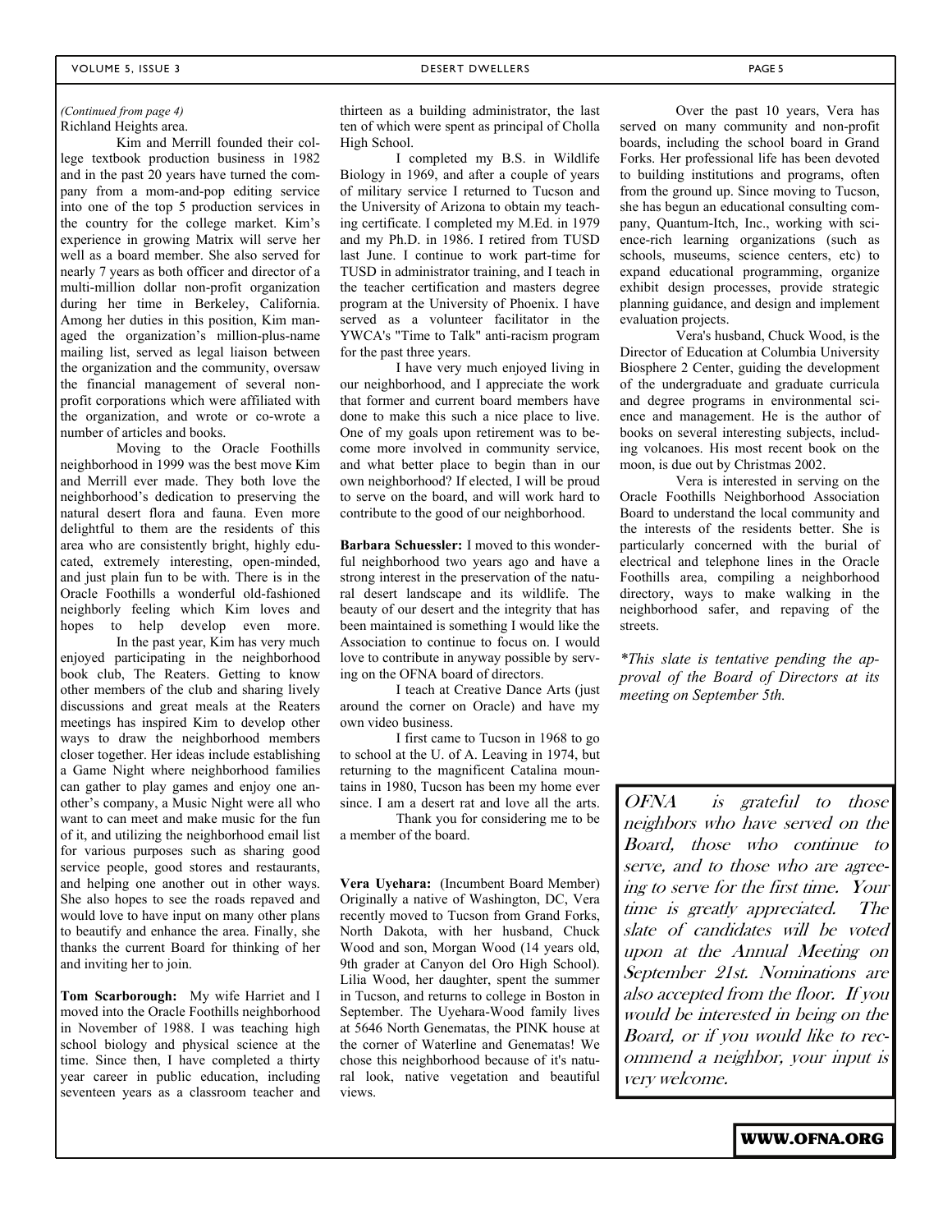*(Continued from page 4)*

Richland Heights area.

Kim and Merrill founded their college textbook production business in 1982 and in the past 20 years have turned the company from a mom-and-pop editing service into one of the top 5 production services in the country for the college market. Kim's experience in growing Matrix will serve her well as a board member. She also served for nearly 7 years as both officer and director of a multi-million dollar non-profit organization during her time in Berkeley, California. Among her duties in this position, Kim managed the organization's million-plus-name mailing list, served as legal liaison between the organization and the community, oversaw the financial management of several non-profit corporations which were affiliated with the organization, and wrote or co-wrote a number of articles and books.

Moving to the Oracle Foothills neighborhood in 1999 was the best move Kim and Merrill ever made. They both love the neighborhood's dedication to preserving the natural desert flora and fauna. Even more delightful to them are the residents of this area who are consistently bright, highly educated, extremely interesting, open-minded, and just plain fun to be with. There is in the Oracle Foothills a wonderful old-fashioned neighborly feeling which Kim loves and hopes to help develop even more.

In the past year, Kim has very much enjoyed participating in the neighborhood book club, The Reaters. Getting to know other members of the club and sharing lively discussions and great meals at the Reaters meetings has inspired Kim to develop other ways to draw the neighborhood members closer together. Her ideas include establishing a Game Night where neighborhood families can gather to play games and enjoy one another's company, a Music Night were all who want to can meet and make music for the fun of it, and utilizing the neighborhood email list for various purposes such as sharing good service people, good stores and restaurants, and helping one another out in other ways. She also hopes to see the roads repaved and would love to have input on many other plans to beautify and enhance the area. Finally, she thanks the current Board for thinking of her and inviting her to join.

**Tom Scarborough:** My wife Harriet and I moved into the Oracle Foothills neighborhood in November of 1988. I was teaching high school biology and physical science at the time. Since then, I have completed a thirty year career in public education, including seventeen years as a classroom teacher and thirteen as a building administrator, the last ten of which were spent as principal of Cholla High School.

I completed my B.S. in Wildlife Biology in 1969, and after a couple of years of military service I returned to Tucson and the University of Arizona to obtain my teaching certificate. I completed my M.Ed. in 1979 and my Ph.D. in 1986. I retired from TUSD last June. I continue to work part-time for TUSD in administrator training, and I teach in the teacher certification and masters degree program at the University of Phoenix. I have served as a volunteer facilitator in the YWCA's "Time to Talk" anti-racism program for the past three years.

I have very much enjoyed living in our neighborhood, and I appreciate the work that former and current board members have done to make this such a nice place to live. One of my goals upon retirement was to become more involved in community service, and what better place to begin than in our own neighborhood? If elected, I will be proud to serve on the board, and will work hard to contribute to the good of our neighborhood.

**Barbara Schuessler:** I moved to this wonderful neighborhood two years ago and have a strong interest in the preservation of the natural desert landscape and its wildlife. The beauty of our desert and the integrity that has been maintained is something I would like the Association to continue to focus on. I would love to contribute in anyway possible by serving on the OFNA board of directors.

I teach at Creative Dance Arts (just around the corner on Oracle) and have my own video business.

I first came to Tucson in 1968 to go to school at the U. of A. Leaving in 1974, but returning to the magnificent Catalina mountains in 1980, Tucson has been my home ever since. I am a desert rat and love all the arts.

Thank you for considering me to be a member of the board.

**Vera Uyehara:** (Incumbent Board Member) Originally a native of Washington, DC, Vera recently moved to Tucson from Grand Forks, North Dakota, with her husband, Chuck Wood and son, Morgan Wood (14 years old, 9th grader at Canyon del Oro High School). Lilia Wood, her daughter, spent the summer in Tucson, and returns to college in Boston in September. The Uyehara-Wood family lives at 5646 North Genematas, the PINK house at the corner of Waterline and Genematas! We chose this neighborhood because of it's natural look, native vegetation and beautiful views.

Over the past 10 years, Vera has served on many community and non-profit boards, including the school board in Grand Forks. Her professional life has been devoted to building institutions and programs, often from the ground up. Since moving to Tucson, she has begun an educational consulting company, Quantum-Itch, Inc., working with science-rich learning organizations (such as schools, museums, science centers, etc) to expand educational programming, organize exhibit design processes, provide strategic planning guidance, and design and implement evaluation projects.

Vera's husband, Chuck Wood, is the Director of Education at Columbia University Biosphere 2 Center, guiding the development of the undergraduate and graduate curricula and degree programs in environmental science and management. He is the author of books on several interesting subjects, including volcanoes. His most recent book on the moon, is due out by Christmas 2002.

Vera is interested in serving on the Oracle Foothills Neighborhood Association Board to understand the local community and the interests of the residents better. She is particularly concerned with the burial of electrical and telephone lines in the Oracle Foothills area, compiling a neighborhood directory, ways to make walking in the neighborhood safer, and repaving of the streets.

*\*This slate is tentative pending the approval of the Board of Directors at its meeting on September 5th.*

*OFNA is grateful to those neighbors who have served on the Board, those who continue to serve, and to those who are agreeing to serve for the first time. Your time is greatly appreciated. The slate of candidates will be voted upon at the Annual Meeting on September 21st. Nominations are also accepted from the floor. If you would be interested in being on the Board, or if you would like to recommend a neighbor, your input is very welcome.*

**WWW.OFNA.ORG**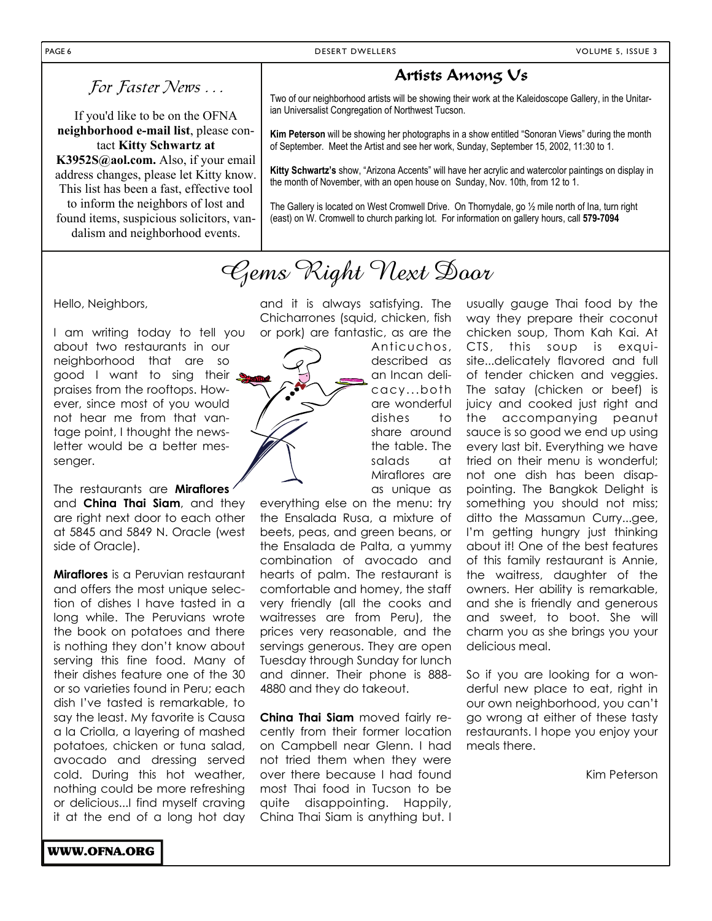## *For Faster News . . .*

If you'd like to be on the OFNA **neighborhood e-mail list**, please contact **Kitty Schwartz at K3952S@aol.com.** Also, if your email address changes, please let Kitty know. This list has been a fast, effective tool to inform the neighbors of lost and found items, suspicious solicitors, vandalism and neighborhood events.

## Artists Among Us

Two of our neighborhood artists will be showing their work at the Kaleidoscope Gallery, in the Unitarian Universalist Congregation of Northwest Tucson.

**Kim Peterson** will be showing her photographs in a show entitled "Sonoran Views" during the month of September. Meet the Artist and see her work, Sunday, September 15, 2002, 11:30 to 1.

**Kitty Schwartz's** show, "Arizona Accents" will have her acrylic and watercolor paintings on display in the month of November, with an open house on Sunday, Nov. 10th, from 12 to 1.

The Gallery is located on West Cromwell Drive. On Thornydale, go ½ mile north of Ina, turn right (east) on W. Cromwell to church parking lot. For information on gallery hours, call **579-7094**

# *Gems Right Next Door*

Hello, Neighbors,

I am writing today to tell you about two restaurants in our neighborhood that are so good I want to sing their praises from the rooftops. However, since most of you would not hear me from that vantage point, I thought the newsletter would be a better messenger.

The restaurants are **Miraflores** and **China Thai Siam**, and they are right next door to each other at 5845 and 5849 N. Oracle (west side of Oracle).

**Miraflores** is a Peruvian restaurant and offers the most unique selection of dishes I have tasted in a long while. The Peruvians wrote the book on potatoes and there is nothing they don't know about serving this fine food. Many of their dishes feature one of the 30 or so varieties found in Peru; each dish I've tasted is remarkable, to say the least. My favorite is Causa a la Criolla, a layering of mashed potatoes, chicken or tuna salad, avocado and dressing served cold. During this hot weather, nothing could be more refreshing or delicious...I find myself craving it at the end of a long hot day and it is always satisfying. The Chicharrones (squid, chicken, fish or pork) are fantastic, as are the Anticuchos, described as an Incan delicacy...both are wonderful dishes to share around the table. The salads at Miraflores are as unique as everything else on the menu: try the Ensalada Rusa, a mixture of beets, peas, and green beans, or the Ensalada de Palta, a yummy combination of avocado and hearts of palm. The restaurant is comfortable and homey, the staff very friendly (all the cooks and waitresses are from Peru), the prices very reasonable, and the servings generous. They are open Tuesday through Sunday for lunch and dinner. Their phone is 888-4880 and they do takeout.

**China Thai Siam** moved fairly recently from their former location on Campbell near Glenn. I had not tried them when they were over there because I had found most Thai food in Tucson to be quite disappointing. Happily, China Thai Siam is anything but. I usually gauge Thai food by the way they prepare their coconut chicken soup, Thom Kah Kai. At CTS, this soup is exquisite...delicately flavored and full of tender chicken and veggies. The satay (chicken or beef) is juicy and cooked just right and the accompanying peanut sauce is so good we end up using every last bit. Everything we have tried on their menu is wonderful; not one dish has been disappointing. The Bangkok Delight is something you should not miss; ditto the Massamun Curry...gee, I'm getting hungry just thinking about it! One of the best features of this family restaurant is Annie, the waitress, daughter of the owners. Her ability is remarkable, and she is friendly and generous and sweet, to boot. She will charm you as she brings you your delicious meal.

So if you are looking for a wonderful new place to eat, right in our own neighborhood, you can't go wrong at either of these tasty restaurants. I hope you enjoy your meals there.

Kim Peterson

**WWW.OFNA.ORG**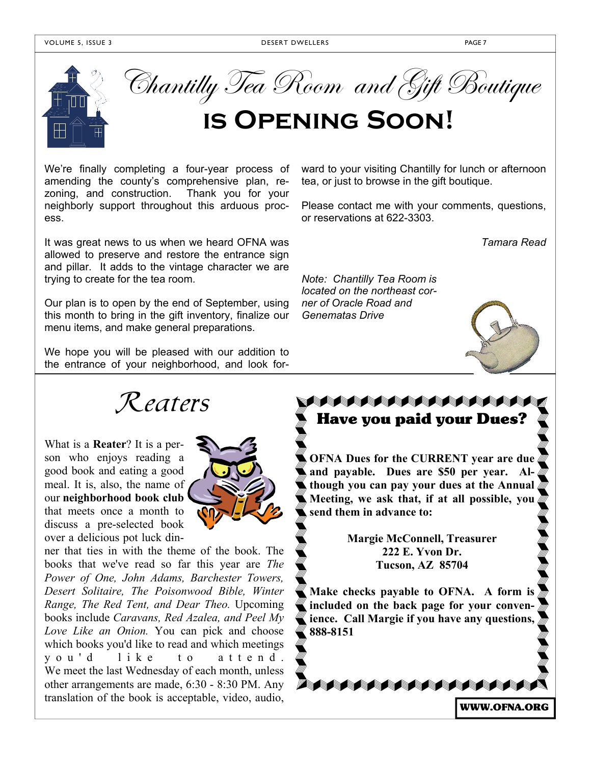# Chantilly Tea Room and Gift Boutique is Opening Soon!

We're finally completing a four-year process of amending the county's comprehensive plan, rezoning, and construction. Thank you for your neighborly support throughout this arduous process.

It was great news to us when we heard OFNA was allowed to preserve and restore the entrance sign and pillar. It adds to the vintage character we are trying to create for the tea room.

Our plan is to open by the end of September, using this month to bring in the gift inventory, finalize our menu items, and make general preparations.

We hope you will be pleased with our addition to the entrance of your neighborhood, and look forward to your visiting Chantilly for lunch or afternoon tea, or just to browse in the gift boutique.

Please contact me with your comments, questions, or reservations at 622-3303.

*Tamara Read*

*Note: Chantilly Tea Room is located on the northeast corner of Oracle Road and Genematas Drive*

# Reaters

What is a **Reater**? It is a person who enjoys reading a good book and eating a good meal. It is, also, the name of our **neighborhood book club** that meets once a month to discuss a pre-selected book over a delicious pot luck dinner that ties in with the theme of the book. The books that we've read so far this year are *The Power of One, John Adams, Barchester Towers, Desert Solitaire, The Poisonwood Bible, Winter Range, The Red Tent, and Dear Theo.* Upcoming books include *Caravans, Red Azalea, and Peel My Love Like an Onion.* You can pick and choose which books you'd like to read and which meetings you'd like to attend. We meet the last Wednesday of each month, unless other arrangements are made, 6:30 - 8:30 PM. Any translation of the book is acceptable, video, audio,

## Have you paid your Dues?

**OFNA Dues for the CURRENT year are due and payable. Dues are $50 per year. Although you can pay your dues at the Annual Meeting, we ask that, if at all possible, you send them in advance to:**

**Margie McConnell, Treasurer**
**222 E. Yvon Dr.**
**Tucson, AZ 85704**

**Make checks payable to OFNA. A form is included on the back page for your convenience. Call Margie if you have any questions, 888-8151**

**WWW.OFNA.ORG**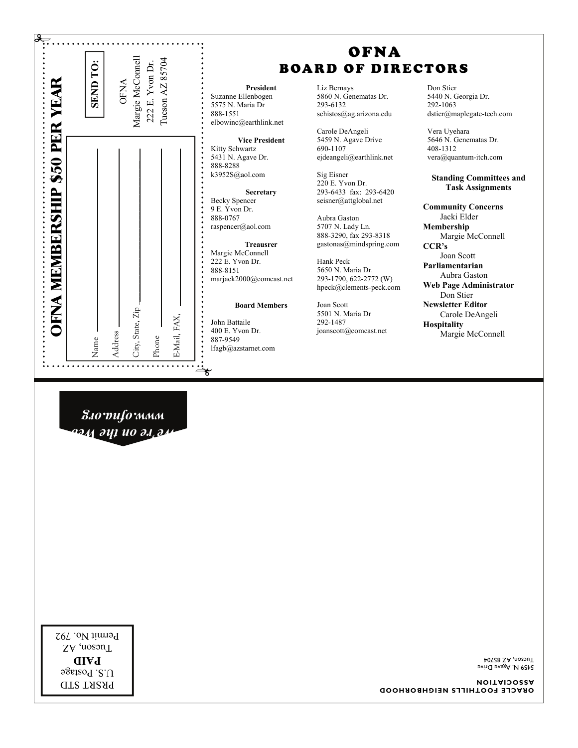# OFNA MEMBERSHIP $50 PER YEAR

Name ____________

Address ____________

City, State, Zip ____________

Phone ____________

E-Mail, FAX, ____________

**SEND TO:**

OFNA
Margie McConnell
222 E. Yvon Dr.
Tucson AZ 85704

# OFNA
## BOARD OF DIRECTORS

**President**
Suzanne Ellenbogen
5575 N. Maria Dr
888-1551
elbowinc@earthlink.net

**Vice President**
Kitty Schwartz
5431 N. Agave Dr.
888-8288
k3952S@aol.com

**Secretary**
Becky Spencer
9 E. Yvon Dr.
888-0767
raspencer@aol.com

**Treausrer**
Margie McConnell
222 E. Yvon Dr.
888-8151
marjack2000@comcast.net

**Board Members**

John Battaile
400 E. Yvon Dr.
887-9549
lfagb@azstarnet.com

Liz Bernays
5860 N. Genematas Dr.
293-6132
schistos@ag.arizona.edu

Carole DeAngeli
5459 N. Agave Drive
690-1107
ejdeangeli@earthlink.net

Sig Eisner
220 E. Yvon Dr.
293-6433 fax: 293-6420
seisner@attglobal.net

Aubra Gaston
5707 N. Lady Ln.
888-3290, fax 293-8318
gastonas@mindspring.com

Hank Peck
5650 N. Maria Dr.
293-1790, 622-2772 (W)
hpeck@clements-peck.com

Joan Scott
5501 N. Maria Dr
292-1487
joanscott@comcast.net

Don Stier
5440 N. Georgia Dr.
292-1063
dstier@maplegate-tech.com

Vera Uyehara
5646 N. Genematas Dr.
408-1312
vera@quantum-itch.com

**Standing Committees and Task Assignments**

**Community Concerns**
Jacki Elder

**Membership**
Margie McConnell

**CCR's**
Joan Scott

**Parliamentarian**
Aubra Gaston

**Web Page Administrator**
Don Stier

**Newsletter Editor**
Carole DeAngeli

**Hospitality**
Margie McConnell

*We're on the Web*
*www.ofna.org*

PRSRT STD
U.S. Postage
**PAID**
Tucson, AZ
Permit No. 792

**ORACLE FOOTHILLS NEIGHBORHOOD ASSOCIATION**
5459 N. Agave Drive
Tucson, AZ 85704